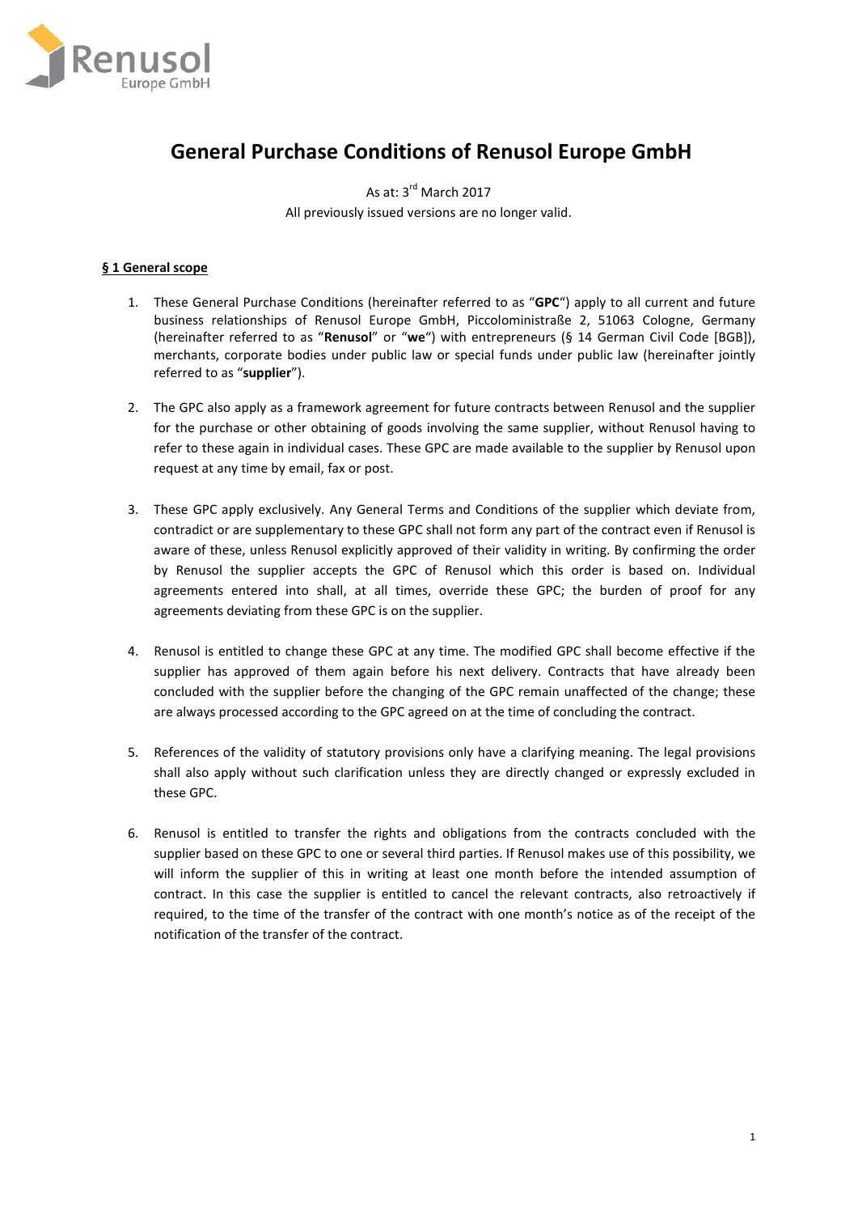# General Purchase Conditions of Renusol Europe GmbH

As at: 3rd March 2017

All previously issued versions are no longer valid.

## § 1 General scope

1. These General Purchase Conditions (hereinafter referred to as "**GPC**") apply to all current and future business relationships of Renusol Europe GmbH, Piccoloministraße 2, 51063 Cologne, Germany (hereinafter referred to as "**Renusol**" or "**we**") with entrepreneurs (§ 14 German Civil Code [BGB]), merchants, corporate bodies under public law or special funds under public law (hereinafter jointly referred to as "**supplier**").

2. The GPC also apply as a framework agreement for future contracts between Renusol and the supplier for the purchase or other obtaining of goods involving the same supplier, without Renusol having to refer to these again in individual cases. These GPC are made available to the supplier by Renusol upon request at any time by email, fax or post.

3. These GPC apply exclusively. Any General Terms and Conditions of the supplier which deviate from, contradict or are supplementary to these GPC shall not form any part of the contract even if Renusol is aware of these, unless Renusol explicitly approved of their validity in writing. By confirming the order by Renusol the supplier accepts the GPC of Renusol which this order is based on. Individual agreements entered into shall, at all times, override these GPC; the burden of proof for any agreements deviating from these GPC is on the supplier.

4. Renusol is entitled to change these GPC at any time. The modified GPC shall become effective if the supplier has approved of them again before his next delivery. Contracts that have already been concluded with the supplier before the changing of the GPC remain unaffected of the change; these are always processed according to the GPC agreed on at the time of concluding the contract.

5. References of the validity of statutory provisions only have a clarifying meaning. The legal provisions shall also apply without such clarification unless they are directly changed or expressly excluded in these GPC.

6. Renusol is entitled to transfer the rights and obligations from the contracts concluded with the supplier based on these GPC to one or several third parties. If Renusol makes use of this possibility, we will inform the supplier of this in writing at least one month before the intended assumption of contract. In this case the supplier is entitled to cancel the relevant contracts, also retroactively if required, to the time of the transfer of the contract with one month's notice as of the receipt of the notification of the transfer of the contract.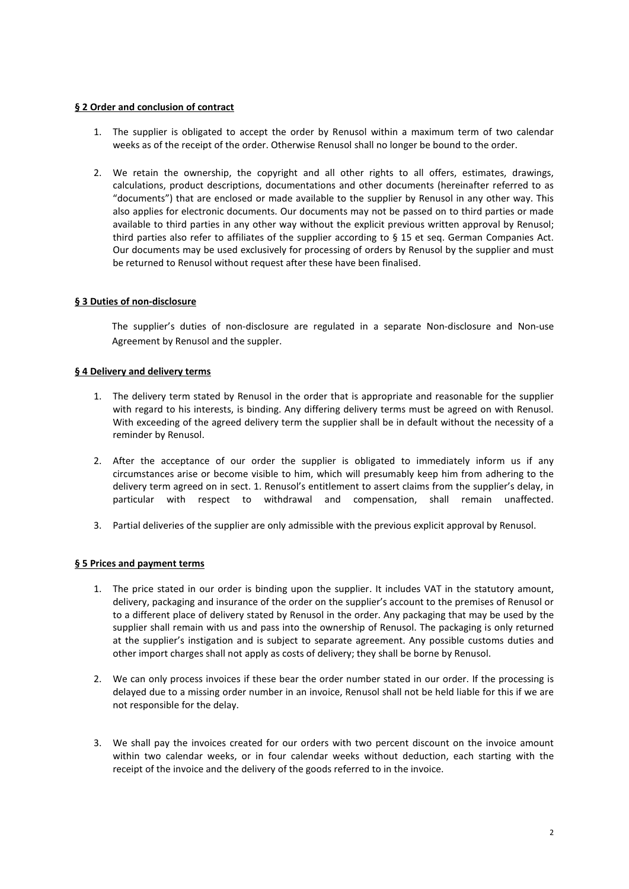**§ 2 Order and conclusion of contract**

1. The supplier is obligated to accept the order by Renusol within a maximum term of two calendar weeks as of the receipt of the order. Otherwise Renusol shall no longer be bound to the order.

2. We retain the ownership, the copyright and all other rights to all offers, estimates, drawings, calculations, product descriptions, documentations and other documents (hereinafter referred to as "documents") that are enclosed or made available to the supplier by Renusol in any other way. This also applies for electronic documents. Our documents may not be passed on to third parties or made available to third parties in any other way without the explicit previous written approval by Renusol; third parties also refer to affiliates of the supplier according to § 15 et seq. German Companies Act. Our documents may be used exclusively for processing of orders by Renusol by the supplier and must be returned to Renusol without request after these have been finalised.

**§ 3 Duties of non-disclosure**

The supplier's duties of non-disclosure are regulated in a separate Non-disclosure and Non-use Agreement by Renusol and the suppler.

**§ 4 Delivery and delivery terms**

1. The delivery term stated by Renusol in the order that is appropriate and reasonable for the supplier with regard to his interests, is binding. Any differing delivery terms must be agreed on with Renusol. With exceeding of the agreed delivery term the supplier shall be in default without the necessity of a reminder by Renusol.

2. After the acceptance of our order the supplier is obligated to immediately inform us if any circumstances arise or become visible to him, which will presumably keep him from adhering to the delivery term agreed on in sect. 1. Renusol's entitlement to assert claims from the supplier's delay, in particular with respect to withdrawal and compensation, shall remain unaffected.

3. Partial deliveries of the supplier are only admissible with the previous explicit approval by Renusol.

**§ 5 Prices and payment terms**

1. The price stated in our order is binding upon the supplier. It includes VAT in the statutory amount, delivery, packaging and insurance of the order on the supplier's account to the premises of Renusol or to a different place of delivery stated by Renusol in the order. Any packaging that may be used by the supplier shall remain with us and pass into the ownership of Renusol. The packaging is only returned at the supplier's instigation and is subject to separate agreement. Any possible customs duties and other import charges shall not apply as costs of delivery; they shall be borne by Renusol.

2. We can only process invoices if these bear the order number stated in our order. If the processing is delayed due to a missing order number in an invoice, Renusol shall not be held liable for this if we are not responsible for the delay.

3. We shall pay the invoices created for our orders with two percent discount on the invoice amount within two calendar weeks, or in four calendar weeks without deduction, each starting with the receipt of the invoice and the delivery of the goods referred to in the invoice.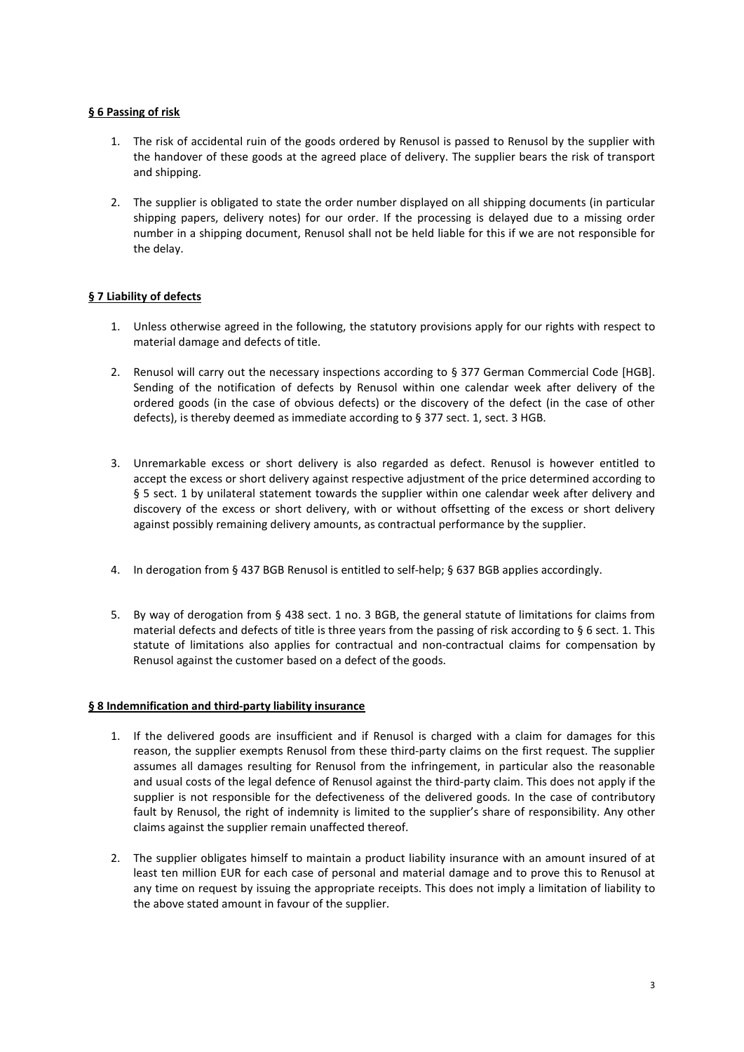**§ 6 Passing of risk**

1. The risk of accidental ruin of the goods ordered by Renusol is passed to Renusol by the supplier with the handover of these goods at the agreed place of delivery. The supplier bears the risk of transport and shipping.

2. The supplier is obligated to state the order number displayed on all shipping documents (in particular shipping papers, delivery notes) for our order. If the processing is delayed due to a missing order number in a shipping document, Renusol shall not be held liable for this if we are not responsible for the delay.

**§ 7 Liability of defects**

1. Unless otherwise agreed in the following, the statutory provisions apply for our rights with respect to material damage and defects of title.

2. Renusol will carry out the necessary inspections according to § 377 German Commercial Code [HGB]. Sending of the notification of defects by Renusol within one calendar week after delivery of the ordered goods (in the case of obvious defects) or the discovery of the defect (in the case of other defects), is thereby deemed as immediate according to § 377 sect. 1, sect. 3 HGB.

3. Unremarkable excess or short delivery is also regarded as defect. Renusol is however entitled to accept the excess or short delivery against respective adjustment of the price determined according to § 5 sect. 1 by unilateral statement towards the supplier within one calendar week after delivery and discovery of the excess or short delivery, with or without offsetting of the excess or short delivery against possibly remaining delivery amounts, as contractual performance by the supplier.

4. In derogation from § 437 BGB Renusol is entitled to self-help; § 637 BGB applies accordingly.

5. By way of derogation from § 438 sect. 1 no. 3 BGB, the general statute of limitations for claims from material defects and defects of title is three years from the passing of risk according to § 6 sect. 1. This statute of limitations also applies for contractual and non-contractual claims for compensation by Renusol against the customer based on a defect of the goods.

**§ 8 Indemnification and third-party liability insurance**

1. If the delivered goods are insufficient and if Renusol is charged with a claim for damages for this reason, the supplier exempts Renusol from these third-party claims on the first request. The supplier assumes all damages resulting for Renusol from the infringement, in particular also the reasonable and usual costs of the legal defence of Renusol against the third-party claim. This does not apply if the supplier is not responsible for the defectiveness of the delivered goods. In the case of contributory fault by Renusol, the right of indemnity is limited to the supplier's share of responsibility. Any other claims against the supplier remain unaffected thereof.

2. The supplier obligates himself to maintain a product liability insurance with an amount insured of at least ten million EUR for each case of personal and material damage and to prove this to Renusol at any time on request by issuing the appropriate receipts. This does not imply a limitation of liability to the above stated amount in favour of the supplier.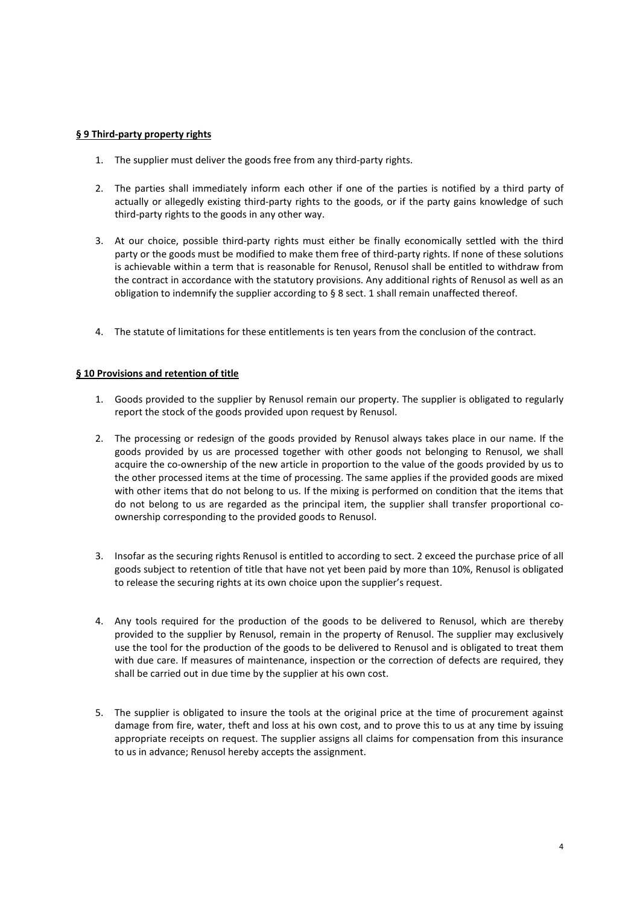**§ 9 Third-party property rights**

1. The supplier must deliver the goods free from any third-party rights.

2. The parties shall immediately inform each other if one of the parties is notified by a third party of actually or allegedly existing third-party rights to the goods, or if the party gains knowledge of such third-party rights to the goods in any other way.

3. At our choice, possible third-party rights must either be finally economically settled with the third party or the goods must be modified to make them free of third-party rights. If none of these solutions is achievable within a term that is reasonable for Renusol, Renusol shall be entitled to withdraw from the contract in accordance with the statutory provisions. Any additional rights of Renusol as well as an obligation to indemnify the supplier according to § 8 sect. 1 shall remain unaffected thereof.

4. The statute of limitations for these entitlements is ten years from the conclusion of the contract.

**§ 10 Provisions and retention of title**

1. Goods provided to the supplier by Renusol remain our property. The supplier is obligated to regularly report the stock of the goods provided upon request by Renusol.

2. The processing or redesign of the goods provided by Renusol always takes place in our name. If the goods provided by us are processed together with other goods not belonging to Renusol, we shall acquire the co-ownership of the new article in proportion to the value of the goods provided by us to the other processed items at the time of processing. The same applies if the provided goods are mixed with other items that do not belong to us. If the mixing is performed on condition that the items that do not belong to us are regarded as the principal item, the supplier shall transfer proportional co-ownership corresponding to the provided goods to Renusol.

3. Insofar as the securing rights Renusol is entitled to according to sect. 2 exceed the purchase price of all goods subject to retention of title that have not yet been paid by more than 10%, Renusol is obligated to release the securing rights at its own choice upon the supplier's request.

4. Any tools required for the production of the goods to be delivered to Renusol, which are thereby provided to the supplier by Renusol, remain in the property of Renusol. The supplier may exclusively use the tool for the production of the goods to be delivered to Renusol and is obligated to treat them with due care. If measures of maintenance, inspection or the correction of defects are required, they shall be carried out in due time by the supplier at his own cost.

5. The supplier is obligated to insure the tools at the original price at the time of procurement against damage from fire, water, theft and loss at his own cost, and to prove this to us at any time by issuing appropriate receipts on request. The supplier assigns all claims for compensation from this insurance to us in advance; Renusol hereby accepts the assignment.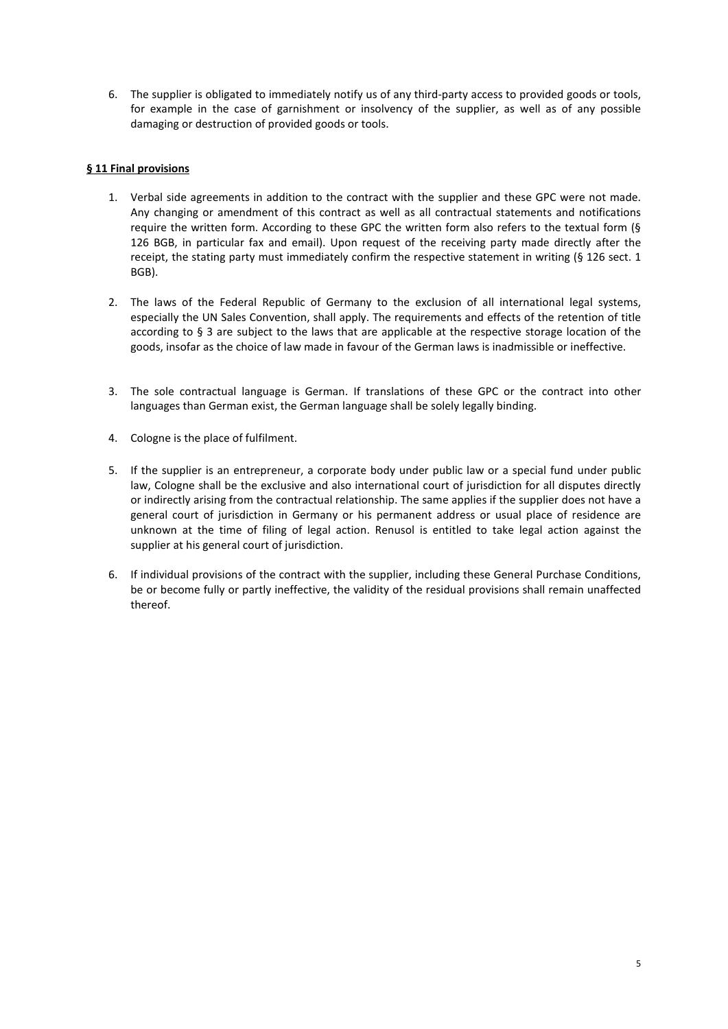6. The supplier is obligated to immediately notify us of any third-party access to provided goods or tools, for example in the case of garnishment or insolvency of the supplier, as well as of any possible damaging or destruction of provided goods or tools.

**§ 11 Final provisions**

1. Verbal side agreements in addition to the contract with the supplier and these GPC were not made. Any changing or amendment of this contract as well as all contractual statements and notifications require the written form. According to these GPC the written form also refers to the textual form (§ 126 BGB, in particular fax and email). Upon request of the receiving party made directly after the receipt, the stating party must immediately confirm the respective statement in writing (§ 126 sect. 1 BGB).

2. The laws of the Federal Republic of Germany to the exclusion of all international legal systems, especially the UN Sales Convention, shall apply. The requirements and effects of the retention of title according to § 3 are subject to the laws that are applicable at the respective storage location of the goods, insofar as the choice of law made in favour of the German laws is inadmissible or ineffective.

3. The sole contractual language is German. If translations of these GPC or the contract into other languages than German exist, the German language shall be solely legally binding.

4. Cologne is the place of fulfilment.

5. If the supplier is an entrepreneur, a corporate body under public law or a special fund under public law, Cologne shall be the exclusive and also international court of jurisdiction for all disputes directly or indirectly arising from the contractual relationship. The same applies if the supplier does not have a general court of jurisdiction in Germany or his permanent address or usual place of residence are unknown at the time of filing of legal action. Renusol is entitled to take legal action against the supplier at his general court of jurisdiction.

6. If individual provisions of the contract with the supplier, including these General Purchase Conditions, be or become fully or partly ineffective, the validity of the residual provisions shall remain unaffected thereof.